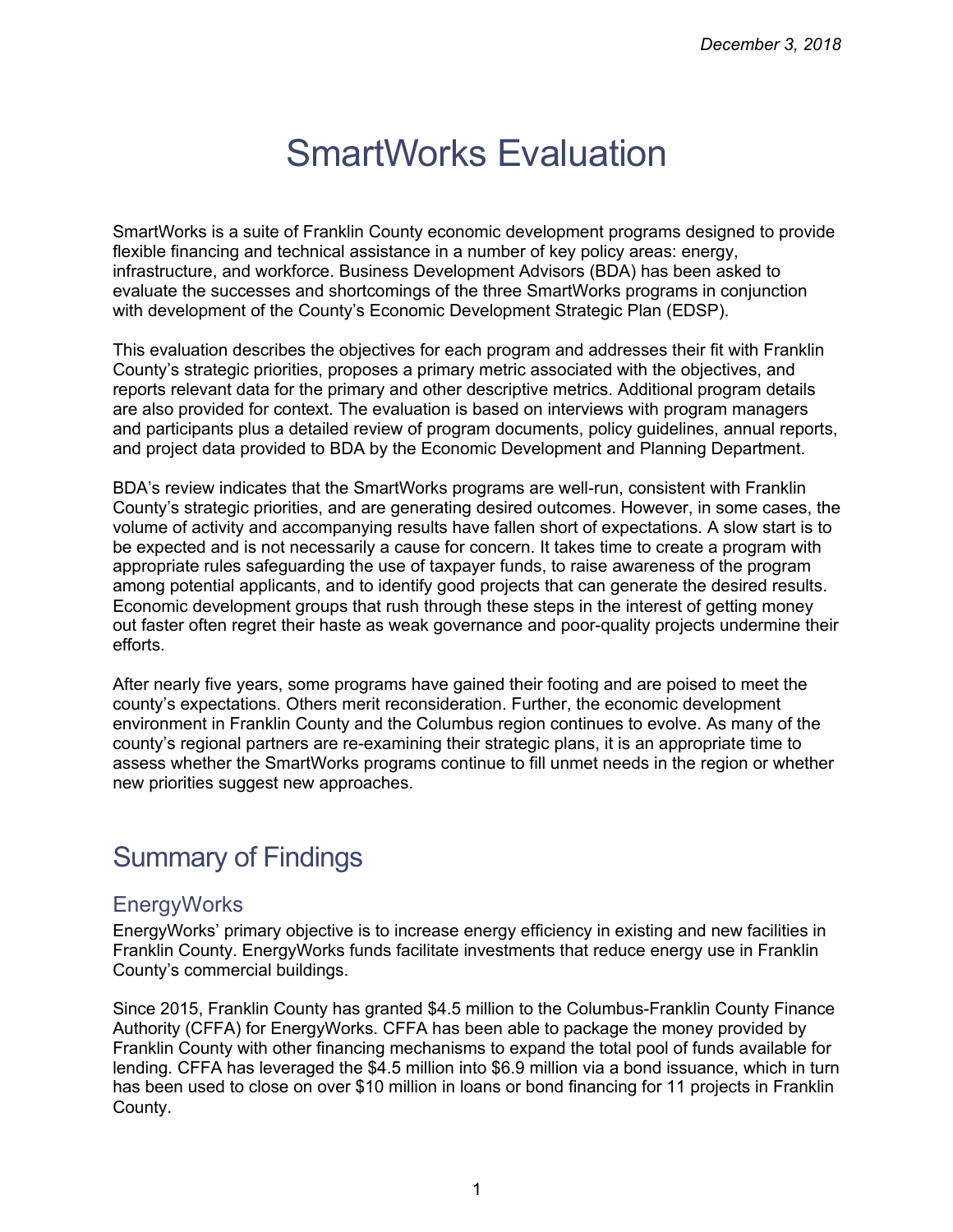*December 3, 2018*

# SmartWorks Evaluation

SmartWorks is a suite of Franklin County economic development programs designed to provide flexible financing and technical assistance in a number of key policy areas: energy, infrastructure, and workforce. Business Development Advisors (BDA) has been asked to evaluate the successes and shortcomings of the three SmartWorks programs in conjunction with development of the County's Economic Development Strategic Plan (EDSP).

This evaluation describes the objectives for each program and addresses their fit with Franklin County's strategic priorities, proposes a primary metric associated with the objectives, and reports relevant data for the primary and other descriptive metrics. Additional program details are also provided for context. The evaluation is based on interviews with program managers and participants plus a detailed review of program documents, policy guidelines, annual reports, and project data provided to BDA by the Economic Development and Planning Department.

BDA's review indicates that the SmartWorks programs are well-run, consistent with Franklin County's strategic priorities, and are generating desired outcomes. However, in some cases, the volume of activity and accompanying results have fallen short of expectations. A slow start is to be expected and is not necessarily a cause for concern. It takes time to create a program with appropriate rules safeguarding the use of taxpayer funds, to raise awareness of the program among potential applicants, and to identify good projects that can generate the desired results. Economic development groups that rush through these steps in the interest of getting money out faster often regret their haste as weak governance and poor-quality projects undermine their efforts.

After nearly five years, some programs have gained their footing and are poised to meet the county's expectations. Others merit reconsideration. Further, the economic development environment in Franklin County and the Columbus region continues to evolve. As many of the county's regional partners are re-examining their strategic plans, it is an appropriate time to assess whether the SmartWorks programs continue to fill unmet needs in the region or whether new priorities suggest new approaches.

## Summary of Findings

### EnergyWorks

EnergyWorks' primary objective is to increase energy efficiency in existing and new facilities in Franklin County. EnergyWorks funds facilitate investments that reduce energy use in Franklin County's commercial buildings.

Since 2015, Franklin County has granted $4.5 million to the Columbus-Franklin County Finance Authority (CFFA) for EnergyWorks. CFFA has been able to package the money provided by Franklin County with other financing mechanisms to expand the total pool of funds available for lending. CFFA has leveraged the $4.5 million into $6.9 million via a bond issuance, which in turn has been used to close on over $10 million in loans or bond financing for 11 projects in Franklin County.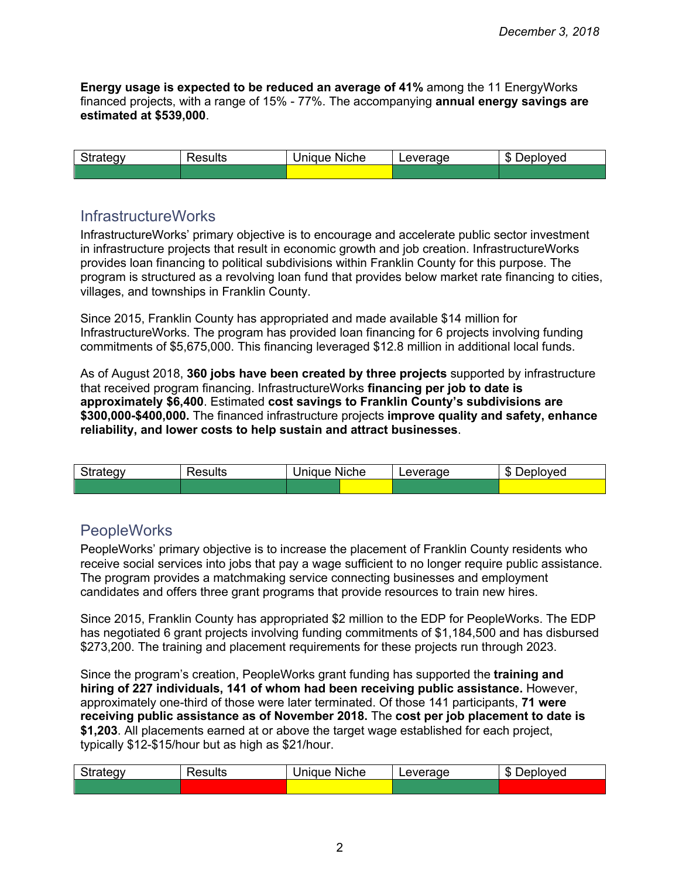**Energy usage is expected to be reduced an average of 41%** among the 11 EnergyWorks financed projects, with a range of 15% - 77%. The accompanying **annual energy savings are estimated at $539,000**.

| Strategy | Results | Unique Niche | Leverage | $ Deployed |
|---|---|---|---|---|
| | | | | |

## InfrastructureWorks

InfrastructureWorks' primary objective is to encourage and accelerate public sector investment in infrastructure projects that result in economic growth and job creation. InfrastructureWorks provides loan financing to political subdivisions within Franklin County for this purpose. The program is structured as a revolving loan fund that provides below market rate financing to cities, villages, and townships in Franklin County.

Since 2015, Franklin County has appropriated and made available $14 million for InfrastructureWorks. The program has provided loan financing for 6 projects involving funding commitments of $5,675,000. This financing leveraged $12.8 million in additional local funds.

As of August 2018, **360 jobs have been created by three projects** supported by infrastructure that received program financing. InfrastructureWorks **financing per job to date is approximately $6,400**. Estimated **cost savings to Franklin County's subdivisions are $300,000-$400,000.** The financed infrastructure projects **improve quality and safety, enhance reliability, and lower costs to help sustain and attract businesses**.

| Strategy | Results | Unique Niche | Leverage | $ Deployed |
|---|---|---|---|---|
| | | | | |

## PeopleWorks

PeopleWorks' primary objective is to increase the placement of Franklin County residents who receive social services into jobs that pay a wage sufficient to no longer require public assistance. The program provides a matchmaking service connecting businesses and employment candidates and offers three grant programs that provide resources to train new hires.

Since 2015, Franklin County has appropriated $2 million to the EDP for PeopleWorks. The EDP has negotiated 6 grant projects involving funding commitments of $1,184,500 and has disbursed $273,200. The training and placement requirements for these projects run through 2023.

Since the program's creation, PeopleWorks grant funding has supported the **training and hiring of 227 individuals, 141 of whom had been receiving public assistance.** However, approximately one-third of those were later terminated. Of those 141 participants, **71 were receiving public assistance as of November 2018.** The **cost per job placement to date is $1,203**. All placements earned at or above the target wage established for each project, typically $12-$15/hour but as high as $21/hour.

| Strategy | Results | Unique Niche | Leverage | $ Deployed |
|---|---|---|---|---|
| | | | | |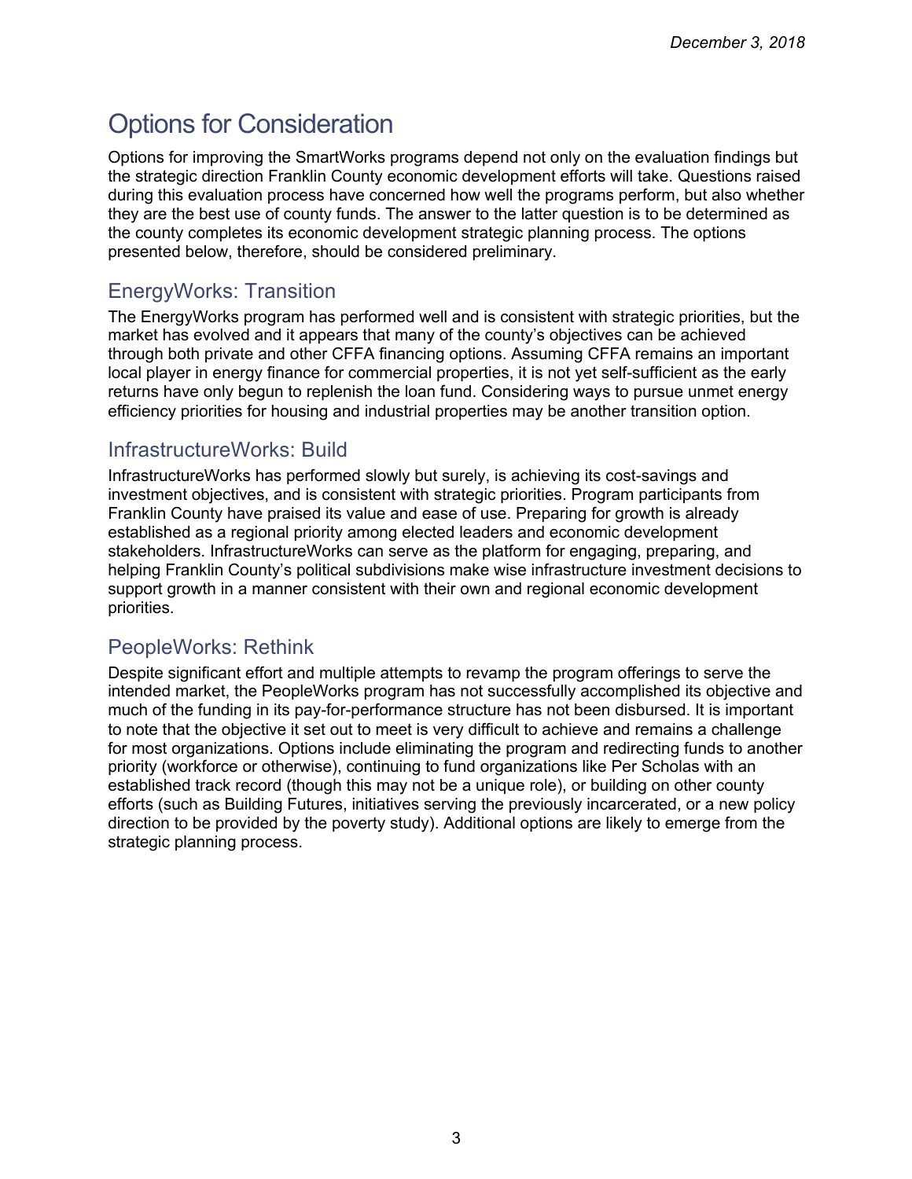# Options for Consideration

Options for improving the SmartWorks programs depend not only on the evaluation findings but the strategic direction Franklin County economic development efforts will take. Questions raised during this evaluation process have concerned how well the programs perform, but also whether they are the best use of county funds. The answer to the latter question is to be determined as the county completes its economic development strategic planning process. The options presented below, therefore, should be considered preliminary.

## EnergyWorks: Transition

The EnergyWorks program has performed well and is consistent with strategic priorities, but the market has evolved and it appears that many of the county's objectives can be achieved through both private and other CFFA financing options. Assuming CFFA remains an important local player in energy finance for commercial properties, it is not yet self-sufficient as the early returns have only begun to replenish the loan fund. Considering ways to pursue unmet energy efficiency priorities for housing and industrial properties may be another transition option.

## InfrastructureWorks: Build

InfrastructureWorks has performed slowly but surely, is achieving its cost-savings and investment objectives, and is consistent with strategic priorities. Program participants from Franklin County have praised its value and ease of use. Preparing for growth is already established as a regional priority among elected leaders and economic development stakeholders. InfrastructureWorks can serve as the platform for engaging, preparing, and helping Franklin County's political subdivisions make wise infrastructure investment decisions to support growth in a manner consistent with their own and regional economic development priorities.

## PeopleWorks: Rethink

Despite significant effort and multiple attempts to revamp the program offerings to serve the intended market, the PeopleWorks program has not successfully accomplished its objective and much of the funding in its pay-for-performance structure has not been disbursed. It is important to note that the objective it set out to meet is very difficult to achieve and remains a challenge for most organizations. Options include eliminating the program and redirecting funds to another priority (workforce or otherwise), continuing to fund organizations like Per Scholas with an established track record (though this may not be a unique role), or building on other county efforts (such as Building Futures, initiatives serving the previously incarcerated, or a new policy direction to be provided by the poverty study). Additional options are likely to emerge from the strategic planning process.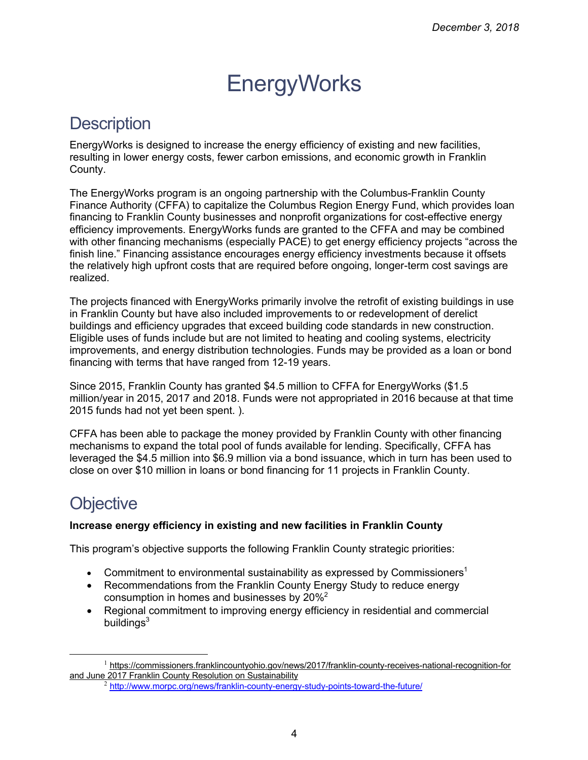*December 3, 2018*

# EnergyWorks

## Description

EnergyWorks is designed to increase the energy efficiency of existing and new facilities, resulting in lower energy costs, fewer carbon emissions, and economic growth in Franklin County.

The EnergyWorks program is an ongoing partnership with the Columbus-Franklin County Finance Authority (CFFA) to capitalize the Columbus Region Energy Fund, which provides loan financing to Franklin County businesses and nonprofit organizations for cost-effective energy efficiency improvements. EnergyWorks funds are granted to the CFFA and may be combined with other financing mechanisms (especially PACE) to get energy efficiency projects "across the finish line." Financing assistance encourages energy efficiency investments because it offsets the relatively high upfront costs that are required before ongoing, longer-term cost savings are realized.

The projects financed with EnergyWorks primarily involve the retrofit of existing buildings in use in Franklin County but have also included improvements to or redevelopment of derelict buildings and efficiency upgrades that exceed building code standards in new construction. Eligible uses of funds include but are not limited to heating and cooling systems, electricity improvements, and energy distribution technologies. Funds may be provided as a loan or bond financing with terms that have ranged from 12-19 years.

Since 2015, Franklin County has granted $4.5 million to CFFA for EnergyWorks ($1.5 million/year in 2015, 2017 and 2018. Funds were not appropriated in 2016 because at that time 2015 funds had not yet been spent. ).

CFFA has been able to package the money provided by Franklin County with other financing mechanisms to expand the total pool of funds available for lending. Specifically, CFFA has leveraged the $4.5 million into $6.9 million via a bond issuance, which in turn has been used to close on over $10 million in loans or bond financing for 11 projects in Franklin County.

## Objective

**Increase energy efficiency in existing and new facilities in Franklin County**

This program's objective supports the following Franklin County strategic priorities:

- Commitment to environmental sustainability as expressed by Commissioners[1]
- Recommendations from the Franklin County Energy Study to reduce energy consumption in homes and businesses by 20%[2]
- Regional commitment to improving energy efficiency in residential and commercial buildings[3]

---

[1] https://commissioners.franklincountyohio.gov/news/2017/franklin-county-receives-national-recognition-for and June 2017 Franklin County Resolution on Sustainability

[2] http://www.morpc.org/news/franklin-county-energy-study-points-toward-the-future/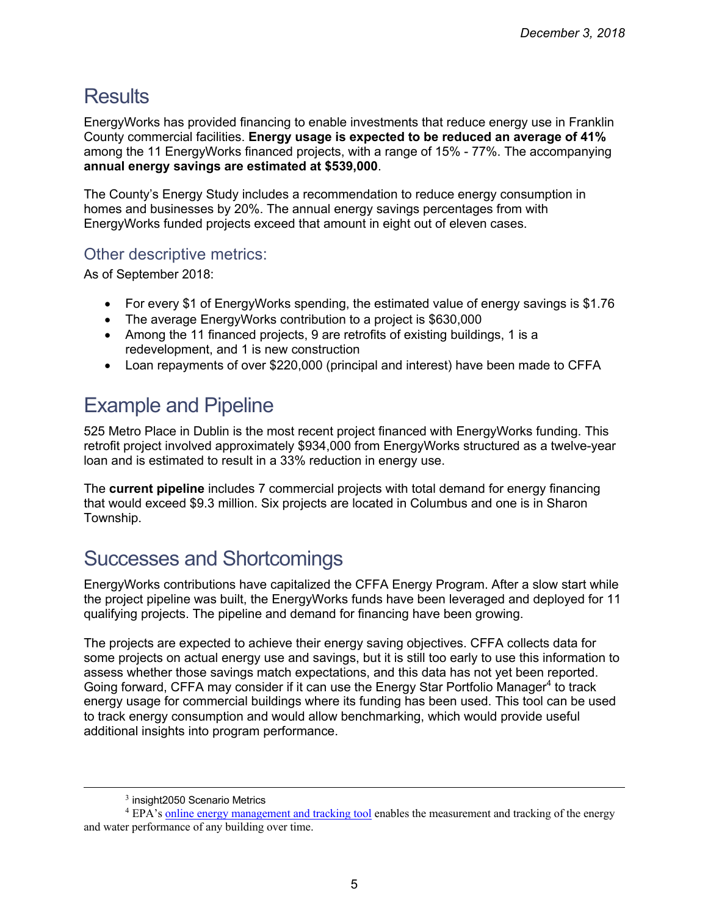## Results

EnergyWorks has provided financing to enable investments that reduce energy use in Franklin County commercial facilities. **Energy usage is expected to be reduced an average of 41%** among the 11 EnergyWorks financed projects, with a range of 15% - 77%. The accompanying **annual energy savings are estimated at $539,000**.

The County's Energy Study includes a recommendation to reduce energy consumption in homes and businesses by 20%. The annual energy savings percentages from with EnergyWorks funded projects exceed that amount in eight out of eleven cases.

### Other descriptive metrics:

As of September 2018:

- For every $1 of EnergyWorks spending, the estimated value of energy savings is $1.76
- The average EnergyWorks contribution to a project is $630,000
- Among the 11 financed projects, 9 are retrofits of existing buildings, 1 is a redevelopment, and 1 is new construction
- Loan repayments of over $220,000 (principal and interest) have been made to CFFA

## Example and Pipeline

525 Metro Place in Dublin is the most recent project financed with EnergyWorks funding. This retrofit project involved approximately $934,000 from EnergyWorks structured as a twelve-year loan and is estimated to result in a 33% reduction in energy use.

The **current pipeline** includes 7 commercial projects with total demand for energy financing that would exceed $9.3 million. Six projects are located in Columbus and one is in Sharon Township.

## Successes and Shortcomings

EnergyWorks contributions have capitalized the CFFA Energy Program. After a slow start while the project pipeline was built, the EnergyWorks funds have been leveraged and deployed for 11 qualifying projects. The pipeline and demand for financing have been growing.

The projects are expected to achieve their energy saving objectives. CFFA collects data for some projects on actual energy use and savings, but it is still too early to use this information to assess whether those savings match expectations, and this data has not yet been reported. Going forward, CFFA may consider if it can use the Energy Star Portfolio Manager[4] to track energy usage for commercial buildings where its funding has been used. This tool can be used to track energy consumption and would allow benchmarking, which would provide useful additional insights into program performance.

---

[3] insight2050 Scenario Metrics

[4] EPA's online energy management and tracking tool enables the measurement and tracking of the energy and water performance of any building over time.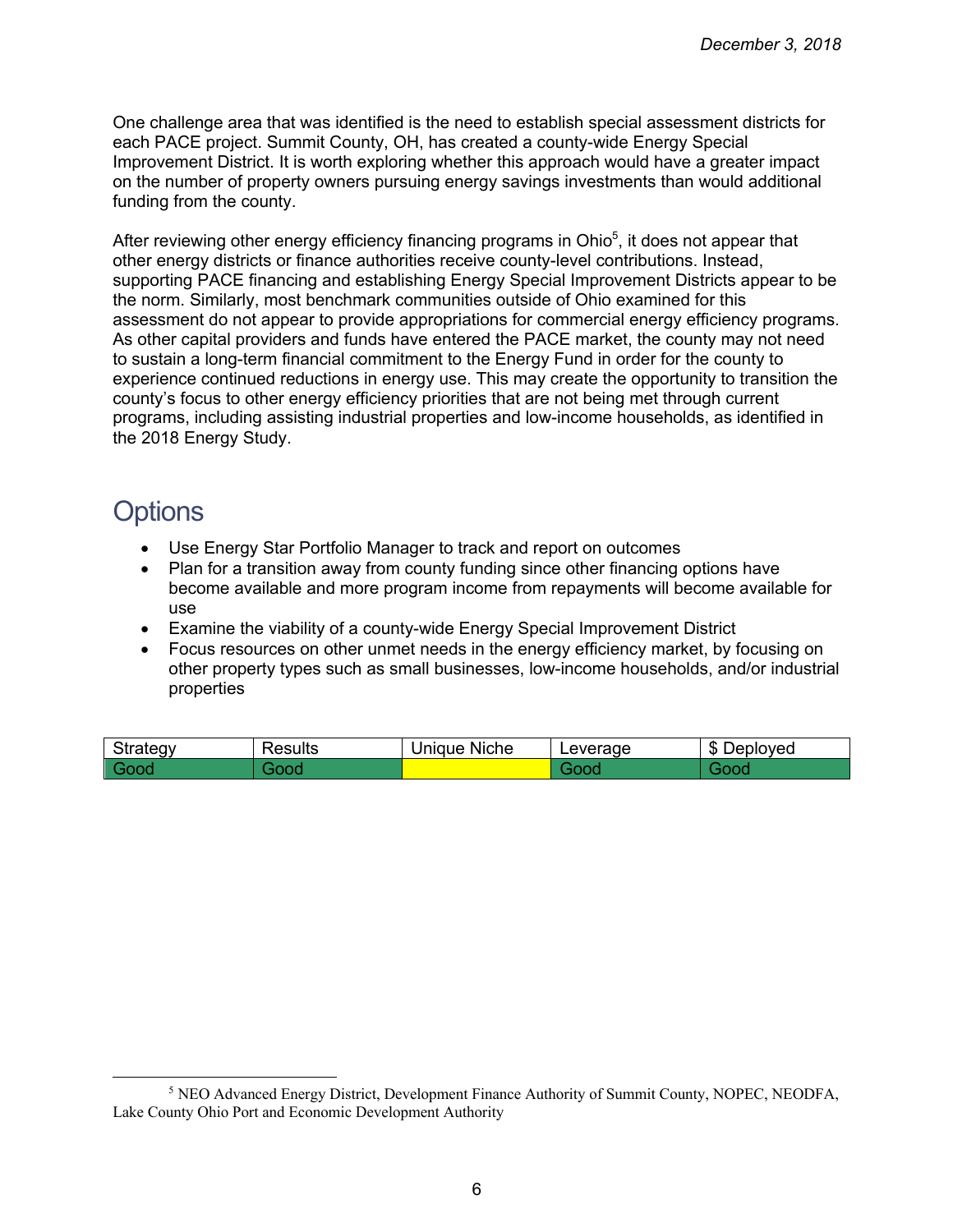One challenge area that was identified is the need to establish special assessment districts for each PACE project. Summit County, OH, has created a county-wide Energy Special Improvement District. It is worth exploring whether this approach would have a greater impact on the number of property owners pursuing energy savings investments than would additional funding from the county.

After reviewing other energy efficiency financing programs in Ohio[5], it does not appear that other energy districts or finance authorities receive county-level contributions. Instead, supporting PACE financing and establishing Energy Special Improvement Districts appear to be the norm. Similarly, most benchmark communities outside of Ohio examined for this assessment do not appear to provide appropriations for commercial energy efficiency programs. As other capital providers and funds have entered the PACE market, the county may not need to sustain a long-term financial commitment to the Energy Fund in order for the county to experience continued reductions in energy use. This may create the opportunity to transition the county's focus to other energy efficiency priorities that are not being met through current programs, including assisting industrial properties and low-income households, as identified in the 2018 Energy Study.

## Options

- Use Energy Star Portfolio Manager to track and report on outcomes
- Plan for a transition away from county funding since other financing options have become available and more program income from repayments will become available for use
- Examine the viability of a county-wide Energy Special Improvement District
- Focus resources on other unmet needs in the energy efficiency market, by focusing on other property types such as small businesses, low-income households, and/or industrial properties

| Strategy | Results | Unique Niche | Leverage | $ Deployed |
|---|---|---|---|---|
| Good | Good | | Good | Good |

[5] NEO Advanced Energy District, Development Finance Authority of Summit County, NOPEC, NEODFA, Lake County Ohio Port and Economic Development Authority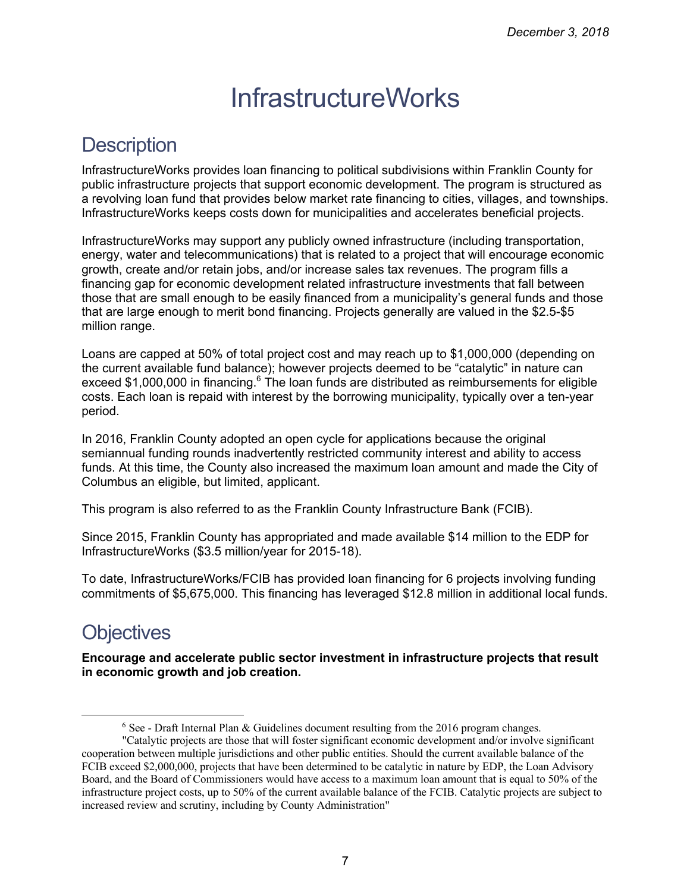# InfrastructureWorks

## Description

InfrastructureWorks provides loan financing to political subdivisions within Franklin County for public infrastructure projects that support economic development. The program is structured as a revolving loan fund that provides below market rate financing to cities, villages, and townships. InfrastructureWorks keeps costs down for municipalities and accelerates beneficial projects.

InfrastructureWorks may support any publicly owned infrastructure (including transportation, energy, water and telecommunications) that is related to a project that will encourage economic growth, create and/or retain jobs, and/or increase sales tax revenues. The program fills a financing gap for economic development related infrastructure investments that fall between those that are small enough to be easily financed from a municipality's general funds and those that are large enough to merit bond financing. Projects generally are valued in the $2.5-$5 million range.

Loans are capped at 50% of total project cost and may reach up to $1,000,000 (depending on the current available fund balance); however projects deemed to be "catalytic" in nature can exceed $1,000,000 in financing.[6] The loan funds are distributed as reimbursements for eligible costs. Each loan is repaid with interest by the borrowing municipality, typically over a ten-year period.

In 2016, Franklin County adopted an open cycle for applications because the original semiannual funding rounds inadvertently restricted community interest and ability to access funds. At this time, the County also increased the maximum loan amount and made the City of Columbus an eligible, but limited, applicant.

This program is also referred to as the Franklin County Infrastructure Bank (FCIB).

Since 2015, Franklin County has appropriated and made available $14 million to the EDP for InfrastructureWorks ($3.5 million/year for 2015-18).

To date, InfrastructureWorks/FCIB has provided loan financing for 6 projects involving funding commitments of $5,675,000. This financing has leveraged $12.8 million in additional local funds.

## Objectives

**Encourage and accelerate public sector investment in infrastructure projects that result in economic growth and job creation.**

---

[6] See - Draft Internal Plan & Guidelines document resulting from the 2016 program changes.

"Catalytic projects are those that will foster significant economic development and/or involve significant cooperation between multiple jurisdictions and other public entities. Should the current available balance of the FCIB exceed $2,000,000, projects that have been determined to be catalytic in nature by EDP, the Loan Advisory Board, and the Board of Commissioners would have access to a maximum loan amount that is equal to 50% of the infrastructure project costs, up to 50% of the current available balance of the FCIB. Catalytic projects are subject to increased review and scrutiny, including by County Administration"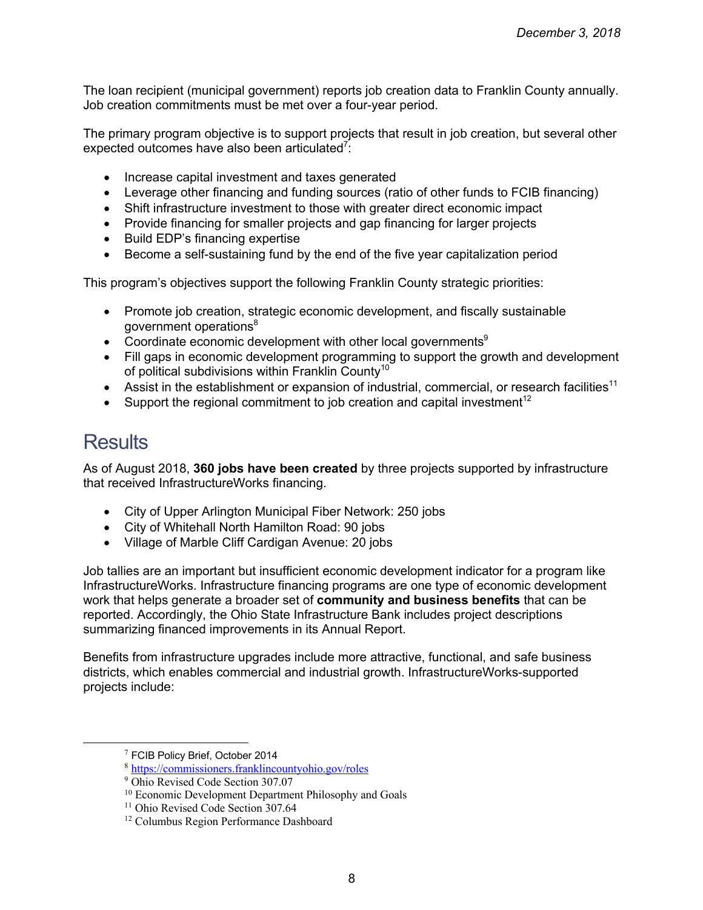The loan recipient (municipal government) reports job creation data to Franklin County annually. Job creation commitments must be met over a four-year period.

The primary program objective is to support projects that result in job creation, but several other expected outcomes have also been articulated[7]:

- Increase capital investment and taxes generated
- Leverage other financing and funding sources (ratio of other funds to FCIB financing)
- Shift infrastructure investment to those with greater direct economic impact
- Provide financing for smaller projects and gap financing for larger projects
- Build EDP's financing expertise
- Become a self-sustaining fund by the end of the five year capitalization period

This program's objectives support the following Franklin County strategic priorities:

- Promote job creation, strategic economic development, and fiscally sustainable government operations[8]
- Coordinate economic development with other local governments[9]
- Fill gaps in economic development programming to support the growth and development of political subdivisions within Franklin County[10]
- Assist in the establishment or expansion of industrial, commercial, or research facilities[11]
- Support the regional commitment to job creation and capital investment[12]

## Results

As of August 2018, **360 jobs have been created** by three projects supported by infrastructure that received InfrastructureWorks financing.

- City of Upper Arlington Municipal Fiber Network: 250 jobs
- City of Whitehall North Hamilton Road: 90 jobs
- Village of Marble Cliff Cardigan Avenue: 20 jobs

Job tallies are an important but insufficient economic development indicator for a program like InfrastructureWorks. Infrastructure financing programs are one type of economic development work that helps generate a broader set of **community and business benefits** that can be reported. Accordingly, the Ohio State Infrastructure Bank includes project descriptions summarizing financed improvements in its Annual Report.

Benefits from infrastructure upgrades include more attractive, functional, and safe business districts, which enables commercial and industrial growth. InfrastructureWorks-supported projects include:

---

[7] FCIB Policy Brief, October 2014

[8] https://commissioners.franklincountyohio.gov/roles

[9] Ohio Revised Code Section 307.07

[10] Economic Development Department Philosophy and Goals

[11] Ohio Revised Code Section 307.64

[12] Columbus Region Performance Dashboard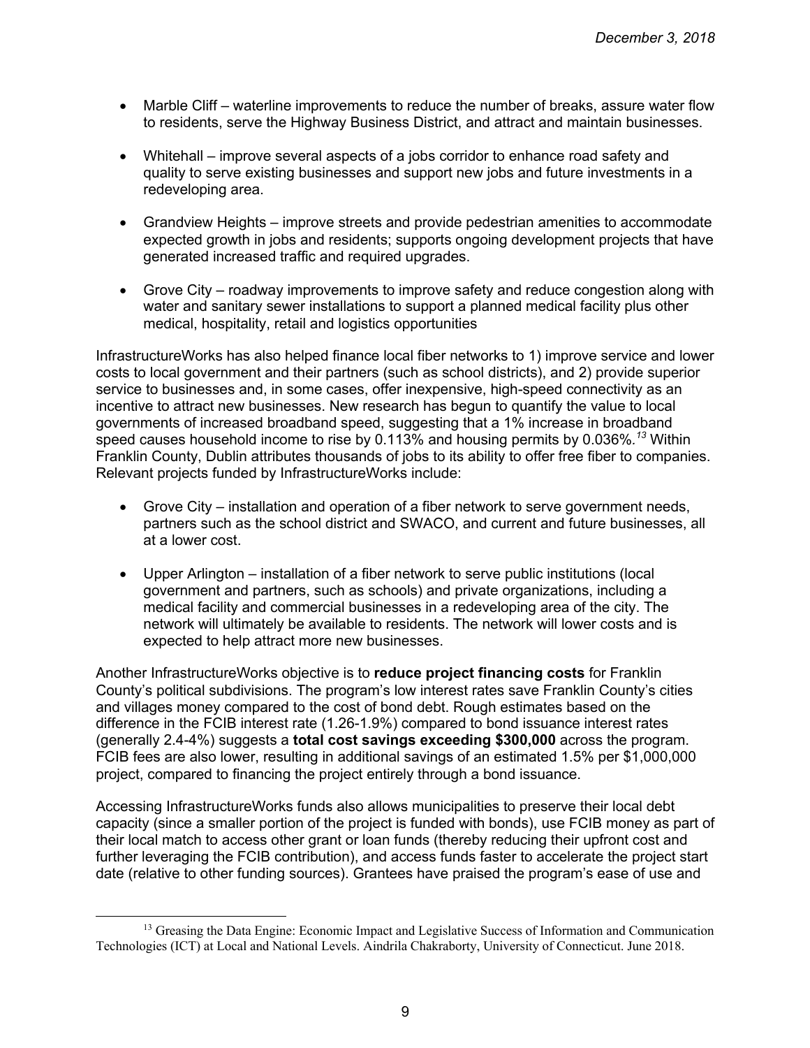- Marble Cliff – waterline improvements to reduce the number of breaks, assure water flow to residents, serve the Highway Business District, and attract and maintain businesses.

- Whitehall – improve several aspects of a jobs corridor to enhance road safety and quality to serve existing businesses and support new jobs and future investments in a redeveloping area.

- Grandview Heights – improve streets and provide pedestrian amenities to accommodate expected growth in jobs and residents; supports ongoing development projects that have generated increased traffic and required upgrades.

- Grove City – roadway improvements to improve safety and reduce congestion along with water and sanitary sewer installations to support a planned medical facility plus other medical, hospitality, retail and logistics opportunities

InfrastructureWorks has also helped finance local fiber networks to 1) improve service and lower costs to local government and their partners (such as school districts), and 2) provide superior service to businesses and, in some cases, offer inexpensive, high-speed connectivity as an incentive to attract new businesses. New research has begun to quantify the value to local governments of increased broadband speed, suggesting that a 1% increase in broadband speed causes household income to rise by 0.113% and housing permits by 0.036%.[13] Within Franklin County, Dublin attributes thousands of jobs to its ability to offer free fiber to companies. Relevant projects funded by InfrastructureWorks include:

- Grove City – installation and operation of a fiber network to serve government needs, partners such as the school district and SWACO, and current and future businesses, all at a lower cost.

- Upper Arlington – installation of a fiber network to serve public institutions (local government and partners, such as schools) and private organizations, including a medical facility and commercial businesses in a redeveloping area of the city. The network will ultimately be available to residents. The network will lower costs and is expected to help attract more new businesses.

Another InfrastructureWorks objective is to **reduce project financing costs** for Franklin County's political subdivisions. The program's low interest rates save Franklin County's cities and villages money compared to the cost of bond debt. Rough estimates based on the difference in the FCIB interest rate (1.26-1.9%) compared to bond issuance interest rates (generally 2.4-4%) suggests a **total cost savings exceeding $300,000** across the program. FCIB fees are also lower, resulting in additional savings of an estimated 1.5% per $1,000,000 project, compared to financing the project entirely through a bond issuance.

Accessing InfrastructureWorks funds also allows municipalities to preserve their local debt capacity (since a smaller portion of the project is funded with bonds), use FCIB money as part of their local match to access other grant or loan funds (thereby reducing their upfront cost and further leveraging the FCIB contribution), and access funds faster to accelerate the project start date (relative to other funding sources). Grantees have praised the program's ease of use and

[13] Greasing the Data Engine: Economic Impact and Legislative Success of Information and Communication Technologies (ICT) at Local and National Levels. Aindrila Chakraborty, University of Connecticut. June 2018.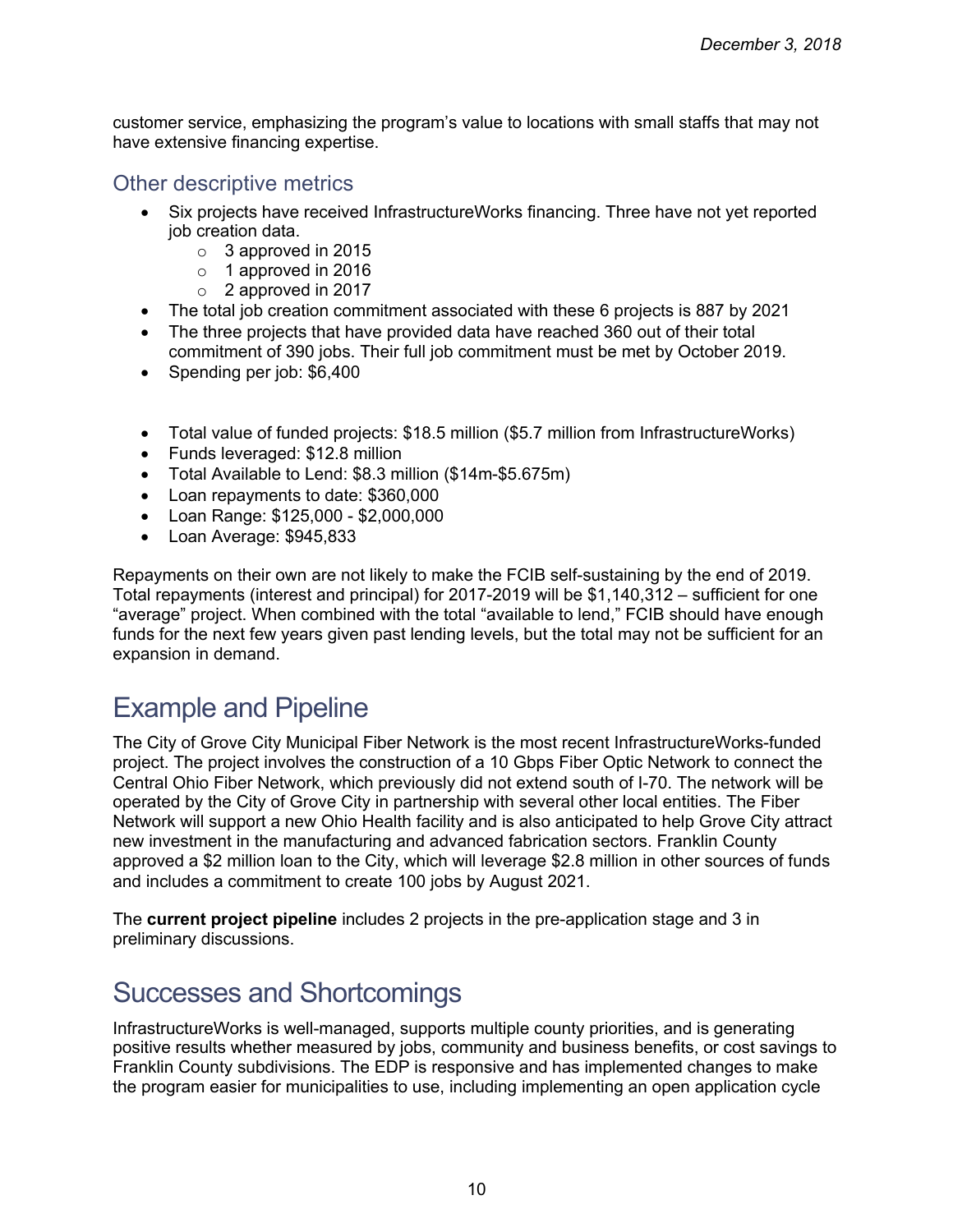customer service, emphasizing the program's value to locations with small staffs that may not have extensive financing expertise.

### Other descriptive metrics

- Six projects have received InfrastructureWorks financing. Three have not yet reported job creation data.
    - 3 approved in 2015
    - 1 approved in 2016
    - 2 approved in 2017
- The total job creation commitment associated with these 6 projects is 887 by 2021
- The three projects that have provided data have reached 360 out of their total commitment of 390 jobs. Their full job commitment must be met by October 2019.
- Spending per job: $6,400

- Total value of funded projects: $18.5 million ($5.7 million from InfrastructureWorks)
- Funds leveraged: $12.8 million
- Total Available to Lend: $8.3 million ($14m-$5.675m)
- Loan repayments to date: $360,000
- Loan Range: $125,000 - $2,000,000
- Loan Average: $945,833

Repayments on their own are not likely to make the FCIB self-sustaining by the end of 2019. Total repayments (interest and principal) for 2017-2019 will be $1,140,312 – sufficient for one "average" project. When combined with the total "available to lend," FCIB should have enough funds for the next few years given past lending levels, but the total may not be sufficient for an expansion in demand.

## Example and Pipeline

The City of Grove City Municipal Fiber Network is the most recent InfrastructureWorks-funded project. The project involves the construction of a 10 Gbps Fiber Optic Network to connect the Central Ohio Fiber Network, which previously did not extend south of I-70. The network will be operated by the City of Grove City in partnership with several other local entities. The Fiber Network will support a new Ohio Health facility and is also anticipated to help Grove City attract new investment in the manufacturing and advanced fabrication sectors. Franklin County approved a $2 million loan to the City, which will leverage $2.8 million in other sources of funds and includes a commitment to create 100 jobs by August 2021.

The **current project pipeline** includes 2 projects in the pre-application stage and 3 in preliminary discussions.

## Successes and Shortcomings

InfrastructureWorks is well-managed, supports multiple county priorities, and is generating positive results whether measured by jobs, community and business benefits, or cost savings to Franklin County subdivisions. The EDP is responsive and has implemented changes to make the program easier for municipalities to use, including implementing an open application cycle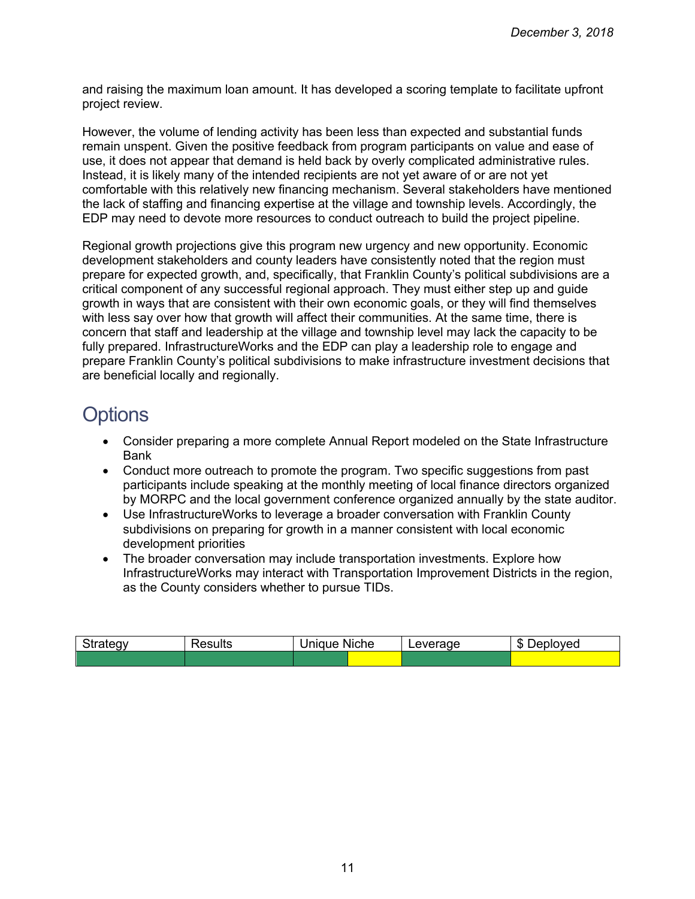and raising the maximum loan amount. It has developed a scoring template to facilitate upfront project review.

However, the volume of lending activity has been less than expected and substantial funds remain unspent. Given the positive feedback from program participants on value and ease of use, it does not appear that demand is held back by overly complicated administrative rules. Instead, it is likely many of the intended recipients are not yet aware of or are not yet comfortable with this relatively new financing mechanism. Several stakeholders have mentioned the lack of staffing and financing expertise at the village and township levels. Accordingly, the EDP may need to devote more resources to conduct outreach to build the project pipeline.

Regional growth projections give this program new urgency and new opportunity. Economic development stakeholders and county leaders have consistently noted that the region must prepare for expected growth, and, specifically, that Franklin County's political subdivisions are a critical component of any successful regional approach. They must either step up and guide growth in ways that are consistent with their own economic goals, or they will find themselves with less say over how that growth will affect their communities. At the same time, there is concern that staff and leadership at the village and township level may lack the capacity to be fully prepared. InfrastructureWorks and the EDP can play a leadership role to engage and prepare Franklin County's political subdivisions to make infrastructure investment decisions that are beneficial locally and regionally.

## Options

- Consider preparing a more complete Annual Report modeled on the State Infrastructure Bank
- Conduct more outreach to promote the program. Two specific suggestions from past participants include speaking at the monthly meeting of local finance directors organized by MORPC and the local government conference organized annually by the state auditor.
- Use InfrastructureWorks to leverage a broader conversation with Franklin County subdivisions on preparing for growth in a manner consistent with local economic development priorities
- The broader conversation may include transportation investments. Explore how InfrastructureWorks may interact with Transportation Improvement Districts in the region, as the County considers whether to pursue TIDs.

| Strategy | Results | Unique Niche | Leverage | $ Deployed |
|---|---|---|---|---|
| Green | Green | Green / Yellow | Green | Yellow |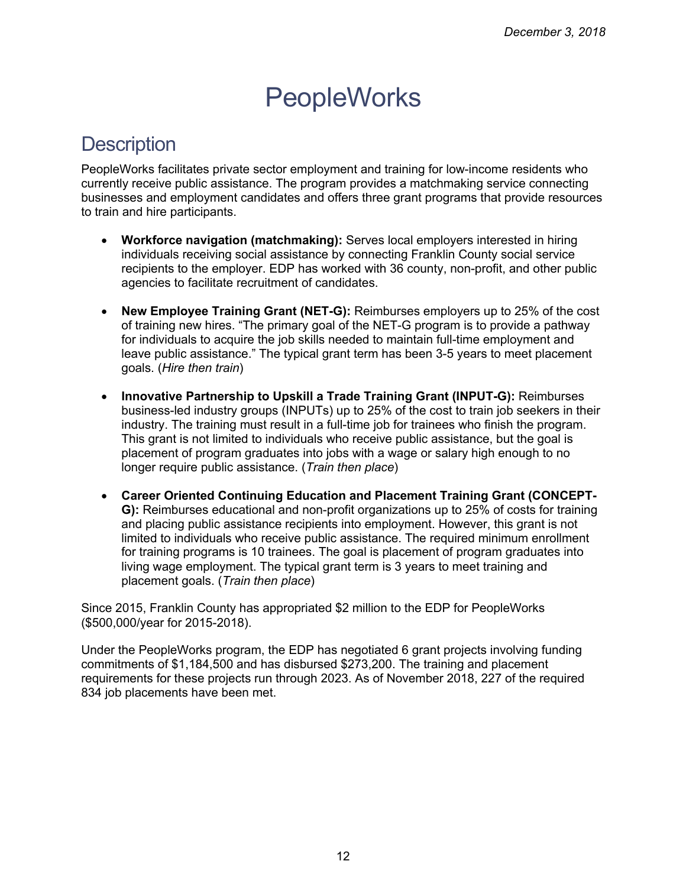*December 3, 2018*

# PeopleWorks

## Description

PeopleWorks facilitates private sector employment and training for low-income residents who currently receive public assistance. The program provides a matchmaking service connecting businesses and employment candidates and offers three grant programs that provide resources to train and hire participants.

- **Workforce navigation (matchmaking):** Serves local employers interested in hiring individuals receiving social assistance by connecting Franklin County social service recipients to the employer. EDP has worked with 36 county, non-profit, and other public agencies to facilitate recruitment of candidates.

- **New Employee Training Grant (NET-G):** Reimburses employers up to 25% of the cost of training new hires. "The primary goal of the NET-G program is to provide a pathway for individuals to acquire the job skills needed to maintain full-time employment and leave public assistance." The typical grant term has been 3-5 years to meet placement goals. (*Hire then train*)

- **Innovative Partnership to Upskill a Trade Training Grant (INPUT-G):** Reimburses business-led industry groups (INPUTs) up to 25% of the cost to train job seekers in their industry. The training must result in a full-time job for trainees who finish the program. This grant is not limited to individuals who receive public assistance, but the goal is placement of program graduates into jobs with a wage or salary high enough to no longer require public assistance. (*Train then place*)

- **Career Oriented Continuing Education and Placement Training Grant (CONCEPT-G):** Reimburses educational and non-profit organizations up to 25% of costs for training and placing public assistance recipients into employment. However, this grant is not limited to individuals who receive public assistance. The required minimum enrollment for training programs is 10 trainees. The goal is placement of program graduates into living wage employment. The typical grant term is 3 years to meet training and placement goals. (*Train then place*)

Since 2015, Franklin County has appropriated $2 million to the EDP for PeopleWorks ($500,000/year for 2015-2018).

Under the PeopleWorks program, the EDP has negotiated 6 grant projects involving funding commitments of $1,184,500 and has disbursed $273,200. The training and placement requirements for these projects run through 2023. As of November 2018, 227 of the required 834 job placements have been met.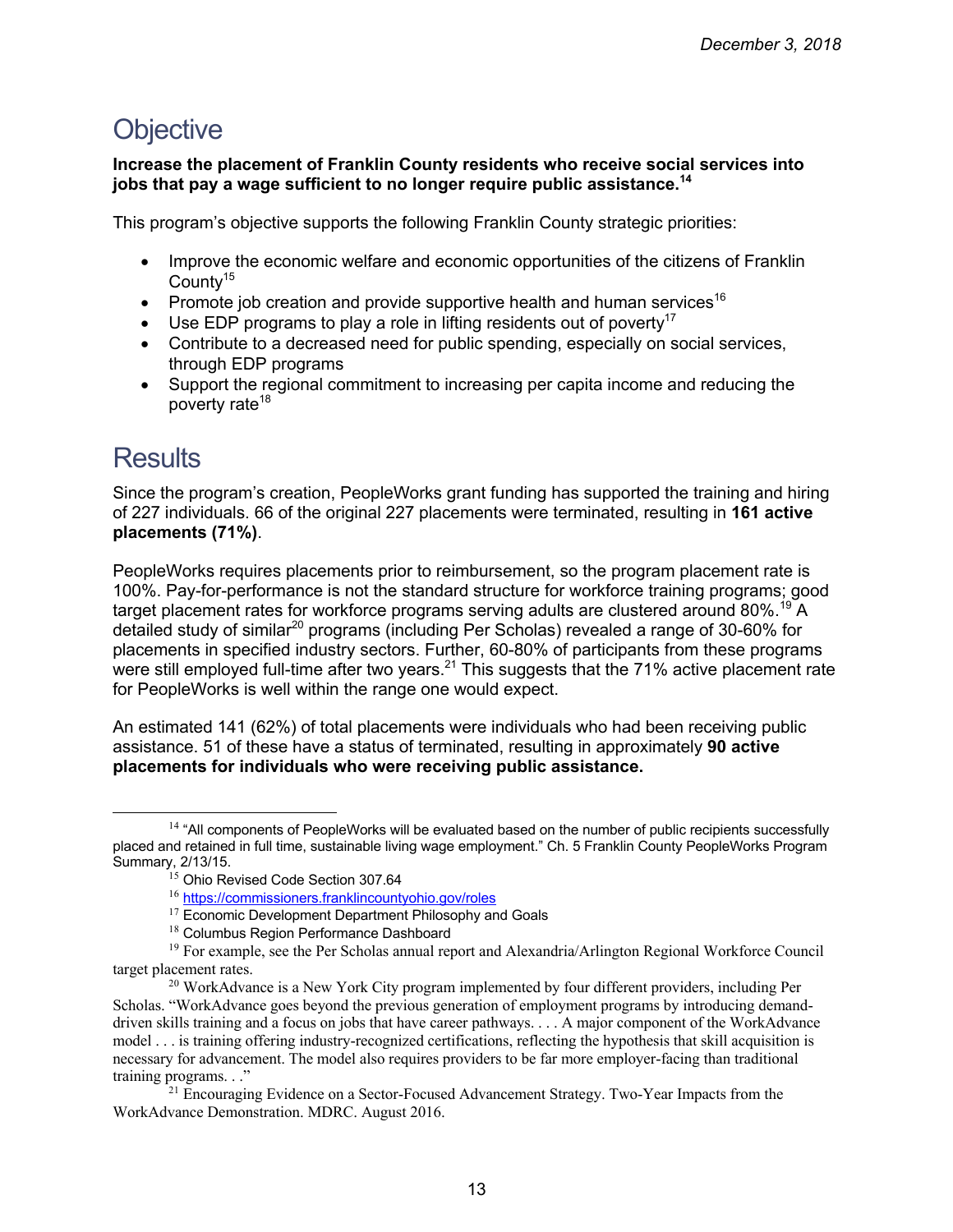# Objective

**Increase the placement of Franklin County residents who receive social services into jobs that pay a wage sufficient to no longer require public assistance.[14]**

This program's objective supports the following Franklin County strategic priorities:

- Improve the economic welfare and economic opportunities of the citizens of Franklin County[15]
- Promote job creation and provide supportive health and human services[16]
- Use EDP programs to play a role in lifting residents out of poverty[17]
- Contribute to a decreased need for public spending, especially on social services, through EDP programs
- Support the regional commitment to increasing per capita income and reducing the poverty rate[18]

# Results

Since the program's creation, PeopleWorks grant funding has supported the training and hiring of 227 individuals. 66 of the original 227 placements were terminated, resulting in **161 active placements (71%)**.

PeopleWorks requires placements prior to reimbursement, so the program placement rate is 100%. Pay-for-performance is not the standard structure for workforce training programs; good target placement rates for workforce programs serving adults are clustered around 80%.[19] A detailed study of similar[20] programs (including Per Scholas) revealed a range of 30-60% for placements in specified industry sectors. Further, 60-80% of participants from these programs were still employed full-time after two years.[21] This suggests that the 71% active placement rate for PeopleWorks is well within the range one would expect.

An estimated 141 (62%) of total placements were individuals who had been receiving public assistance. 51 of these have a status of terminated, resulting in approximately **90 active placements for individuals who were receiving public assistance.**

---

[14] "All components of PeopleWorks will be evaluated based on the number of public recipients successfully placed and retained in full time, sustainable living wage employment." Ch. 5 Franklin County PeopleWorks Program Summary, 2/13/15.

[15] Ohio Revised Code Section 307.64

[16] https://commissioners.franklincountyohio.gov/roles

[17] Economic Development Department Philosophy and Goals

[18] Columbus Region Performance Dashboard

[19] For example, see the Per Scholas annual report and Alexandria/Arlington Regional Workforce Council target placement rates.

[20] WorkAdvance is a New York City program implemented by four different providers, including Per Scholas. "WorkAdvance goes beyond the previous generation of employment programs by introducing demand-driven skills training and a focus on jobs that have career pathways. . . . A major component of the WorkAdvance model . . . is training offering industry-recognized certifications, reflecting the hypothesis that skill acquisition is necessary for advancement. The model also requires providers to be far more employer-facing than traditional training programs. . ."

[21] Encouraging Evidence on a Sector-Focused Advancement Strategy. Two-Year Impacts from the WorkAdvance Demonstration. MDRC. August 2016.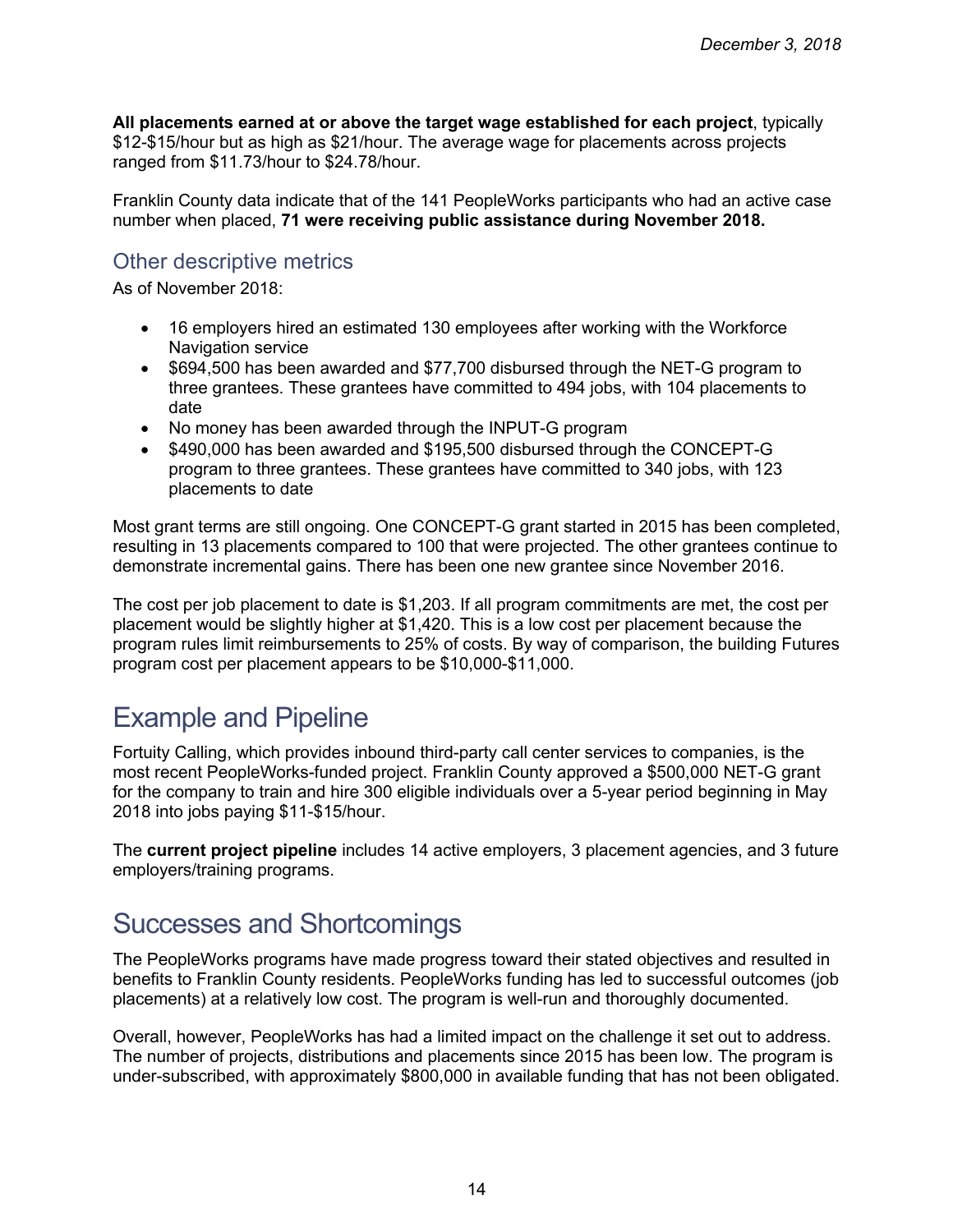**All placements earned at or above the target wage established for each project**, typically $12-$15/hour but as high as $21/hour. The average wage for placements across projects ranged from $11.73/hour to $24.78/hour.

Franklin County data indicate that of the 141 PeopleWorks participants who had an active case number when placed, **71 were receiving public assistance during November 2018.**

## Other descriptive metrics

As of November 2018:

- 16 employers hired an estimated 130 employees after working with the Workforce Navigation service
- $694,500 has been awarded and $77,700 disbursed through the NET-G program to three grantees. These grantees have committed to 494 jobs, with 104 placements to date
- No money has been awarded through the INPUT-G program
- $490,000 has been awarded and $195,500 disbursed through the CONCEPT-G program to three grantees. These grantees have committed to 340 jobs, with 123 placements to date

Most grant terms are still ongoing. One CONCEPT-G grant started in 2015 has been completed, resulting in 13 placements compared to 100 that were projected. The other grantees continue to demonstrate incremental gains. There has been one new grantee since November 2016.

The cost per job placement to date is $1,203. If all program commitments are met, the cost per placement would be slightly higher at $1,420. This is a low cost per placement because the program rules limit reimbursements to 25% of costs. By way of comparison, the building Futures program cost per placement appears to be $10,000-$11,000.

# Example and Pipeline

Fortuity Calling, which provides inbound third-party call center services to companies, is the most recent PeopleWorks-funded project. Franklin County approved a $500,000 NET-G grant for the company to train and hire 300 eligible individuals over a 5-year period beginning in May 2018 into jobs paying $11-$15/hour.

The **current project pipeline** includes 14 active employers, 3 placement agencies, and 3 future employers/training programs.

# Successes and Shortcomings

The PeopleWorks programs have made progress toward their stated objectives and resulted in benefits to Franklin County residents. PeopleWorks funding has led to successful outcomes (job placements) at a relatively low cost. The program is well-run and thoroughly documented.

Overall, however, PeopleWorks has had a limited impact on the challenge it set out to address. The number of projects, distributions and placements since 2015 has been low. The program is under-subscribed, with approximately $800,000 in available funding that has not been obligated.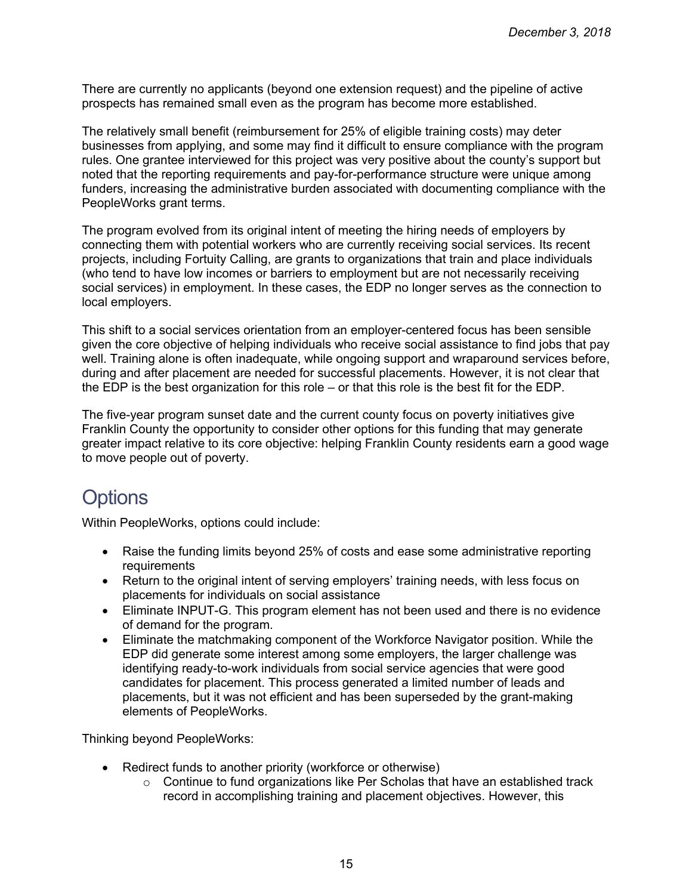There are currently no applicants (beyond one extension request) and the pipeline of active prospects has remained small even as the program has become more established.

The relatively small benefit (reimbursement for 25% of eligible training costs) may deter businesses from applying, and some may find it difficult to ensure compliance with the program rules. One grantee interviewed for this project was very positive about the county's support but noted that the reporting requirements and pay-for-performance structure were unique among funders, increasing the administrative burden associated with documenting compliance with the PeopleWorks grant terms.

The program evolved from its original intent of meeting the hiring needs of employers by connecting them with potential workers who are currently receiving social services. Its recent projects, including Fortuity Calling, are grants to organizations that train and place individuals (who tend to have low incomes or barriers to employment but are not necessarily receiving social services) in employment. In these cases, the EDP no longer serves as the connection to local employers.

This shift to a social services orientation from an employer-centered focus has been sensible given the core objective of helping individuals who receive social assistance to find jobs that pay well. Training alone is often inadequate, while ongoing support and wraparound services before, during and after placement are needed for successful placements. However, it is not clear that the EDP is the best organization for this role – or that this role is the best fit for the EDP.

The five-year program sunset date and the current county focus on poverty initiatives give Franklin County the opportunity to consider other options for this funding that may generate greater impact relative to its core objective: helping Franklin County residents earn a good wage to move people out of poverty.

# Options

Within PeopleWorks, options could include:

- Raise the funding limits beyond 25% of costs and ease some administrative reporting requirements
- Return to the original intent of serving employers' training needs, with less focus on placements for individuals on social assistance
- Eliminate INPUT-G. This program element has not been used and there is no evidence of demand for the program.
- Eliminate the matchmaking component of the Workforce Navigator position. While the EDP did generate some interest among some employers, the larger challenge was identifying ready-to-work individuals from social service agencies that were good candidates for placement. This process generated a limited number of leads and placements, but it was not efficient and has been superseded by the grant-making elements of PeopleWorks.

Thinking beyond PeopleWorks:

- Redirect funds to another priority (workforce or otherwise)
  - Continue to fund organizations like Per Scholas that have an established track record in accomplishing training and placement objectives. However, this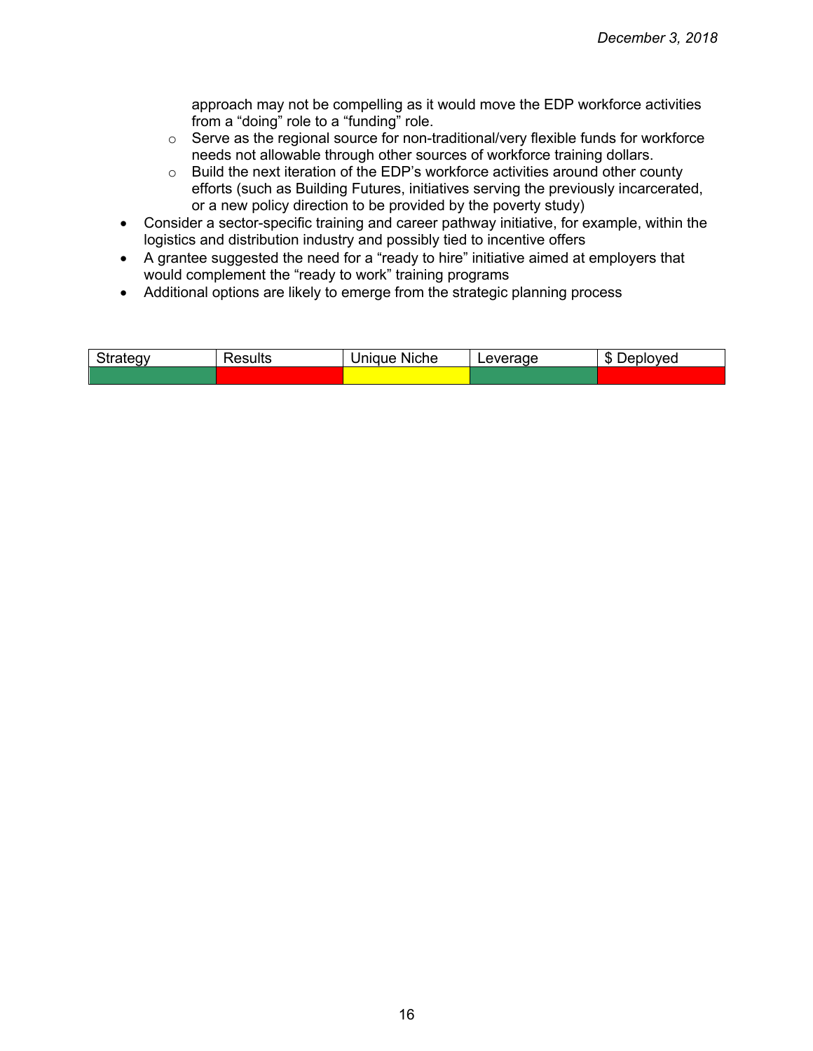- approach may not be compelling as it would move the EDP workforce activities from a "doing" role to a "funding" role.
  - Serve as the regional source for non-traditional/very flexible funds for workforce needs not allowable through other sources of workforce training dollars.
  - Build the next iteration of the EDP's workforce activities around other county efforts (such as Building Futures, initiatives serving the previously incarcerated, or a new policy direction to be provided by the poverty study)
- Consider a sector-specific training and career pathway initiative, for example, within the logistics and distribution industry and possibly tied to incentive offers
- A grantee suggested the need for a "ready to hire" initiative aimed at employers that would complement the "ready to work" training programs
- Additional options are likely to emerge from the strategic planning process

| Strategy | Results | Unique Niche | Leverage | $ Deployed |
|---|---|---|---|---|
| Green | Red | Yellow | Green | Red |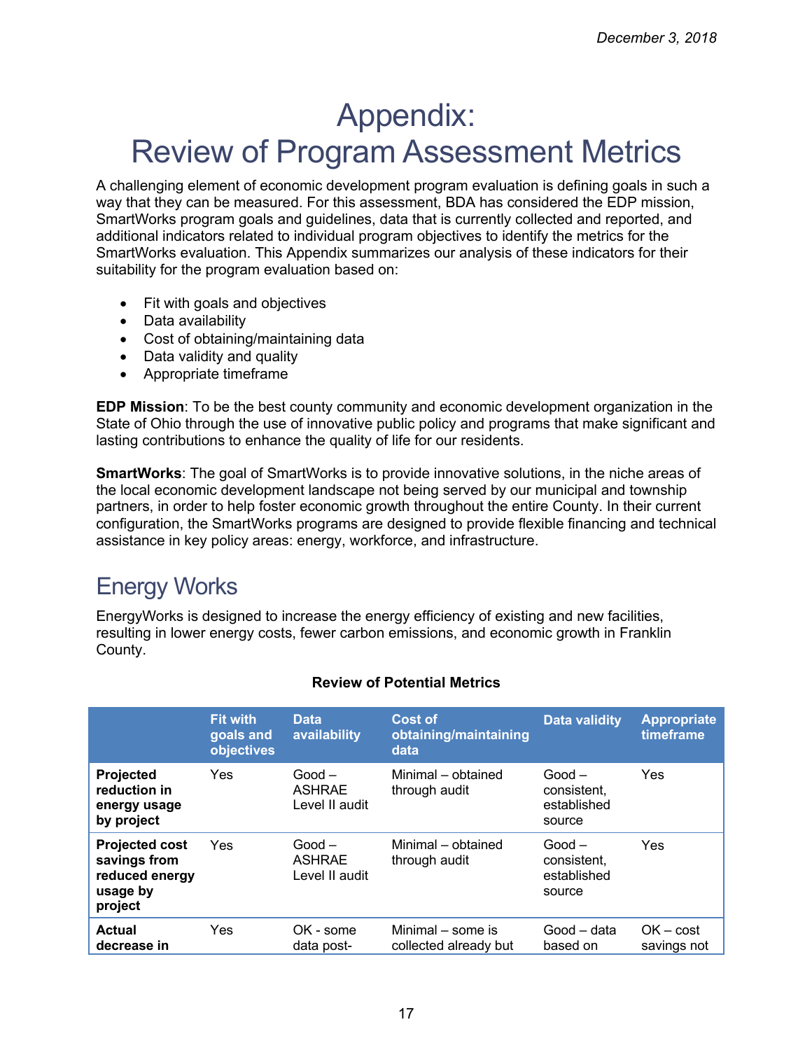# Appendix: Review of Program Assessment Metrics

A challenging element of economic development program evaluation is defining goals in such a way that they can be measured. For this assessment, BDA has considered the EDP mission, SmartWorks program goals and guidelines, data that is currently collected and reported, and additional indicators related to individual program objectives to identify the metrics for the SmartWorks evaluation. This Appendix summarizes our analysis of these indicators for their suitability for the program evaluation based on:

- Fit with goals and objectives
- Data availability
- Cost of obtaining/maintaining data
- Data validity and quality
- Appropriate timeframe

**EDP Mission**: To be the best county community and economic development organization in the State of Ohio through the use of innovative public policy and programs that make significant and lasting contributions to enhance the quality of life for our residents.

**SmartWorks**: The goal of SmartWorks is to provide innovative solutions, in the niche areas of the local economic development landscape not being served by our municipal and township partners, in order to help foster economic growth throughout the entire County. In their current configuration, the SmartWorks programs are designed to provide flexible financing and technical assistance in key policy areas: energy, workforce, and infrastructure.

## Energy Works

EnergyWorks is designed to increase the energy efficiency of existing and new facilities, resulting in lower energy costs, fewer carbon emissions, and economic growth in Franklin County.

**Review of Potential Metrics**

| | Fit with goals and objectives | Data availability | Cost of obtaining/maintaining data | Data validity | Appropriate timeframe |
|---|---|---|---|---|---|
| **Projected reduction in energy usage by project** | Yes | Good – ASHRAE Level II audit | Minimal – obtained through audit | Good – consistent, established source | Yes |
| **Projected cost savings from reduced energy usage by project** | Yes | Good – ASHRAE Level II audit | Minimal – obtained through audit | Good – consistent, established source | Yes |
| **Actual decrease in** | Yes | OK - some data post- | Minimal – some is collected already but | Good – data based on | OK – cost savings not |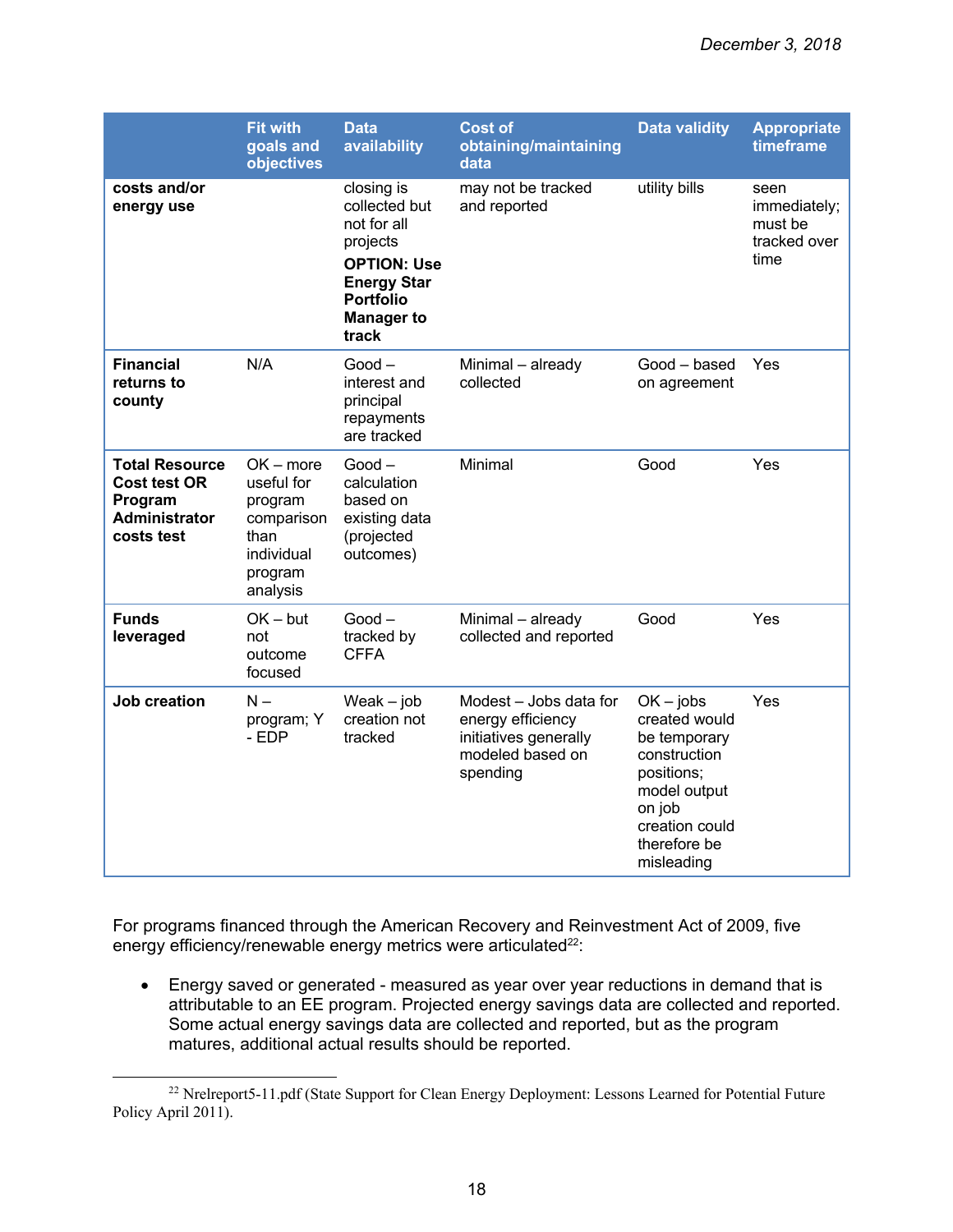| | Fit with goals and objectives | Data availability | Cost of obtaining/maintaining data | Data validity | Appropriate timeframe |
|---|---|---|---|---|---|
| **costs and/or energy use** | | closing is collected but not for all projects **OPTION: Use Energy Star Portfolio Manager to track** | may not be tracked and reported | utility bills | seen immediately; must be tracked over time |
| **Financial returns to county** | N/A | Good – interest and principal repayments are tracked | Minimal – already collected | Good – based on agreement | Yes |
| **Total Resource Cost test OR Program Administrator costs test** | OK – more useful for program comparison than individual program analysis | Good – calculation based on existing data (projected outcomes) | Minimal | Good | Yes |
| **Funds leveraged** | OK – but not outcome focused | Good – tracked by CFFA | Minimal – already collected and reported | Good | Yes |
| **Job creation** | N – program; Y - EDP | Weak – job creation not tracked | Modest – Jobs data for energy efficiency initiatives generally modeled based on spending | OK – jobs created would be temporary construction positions; model output on job creation could therefore be misleading | Yes |

For programs financed through the American Recovery and Reinvestment Act of 2009, five energy efficiency/renewable energy metrics were articulated[22]:

- Energy saved or generated - measured as year over year reductions in demand that is attributable to an EE program. Projected energy savings data are collected and reported. Some actual energy savings data are collected and reported, but as the program matures, additional actual results should be reported.

[22] Nrelreport5-11.pdf (State Support for Clean Energy Deployment: Lessons Learned for Potential Future Policy April 2011).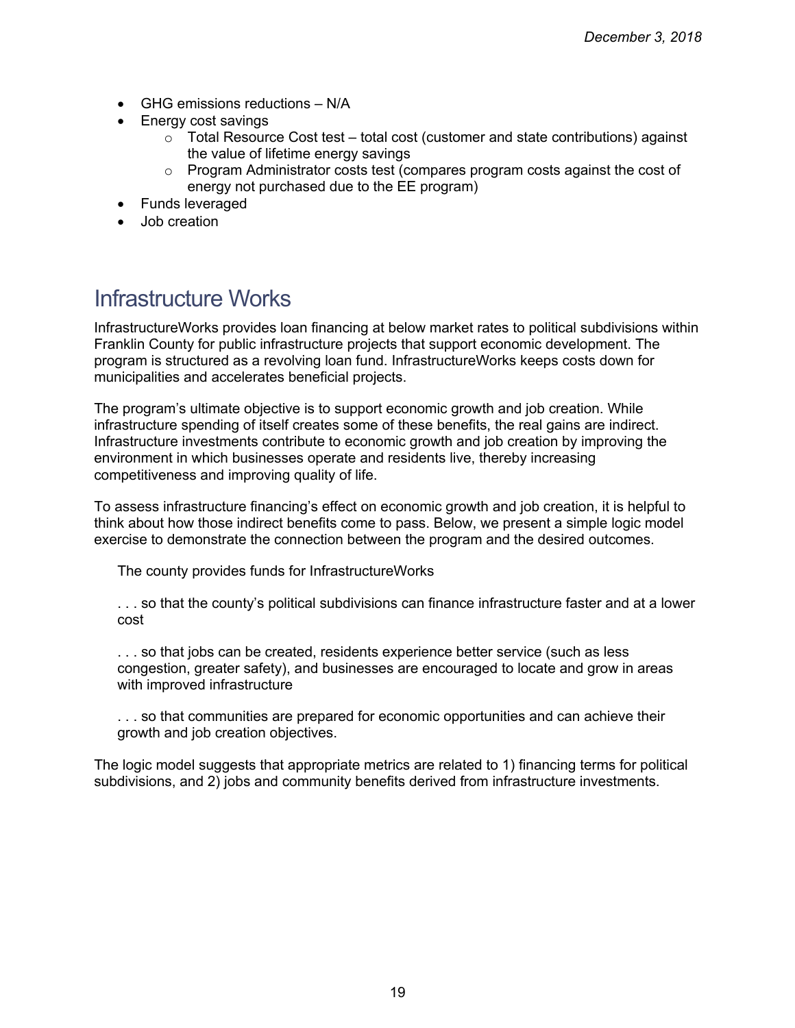- GHG emissions reductions – N/A
- Energy cost savings
    - Total Resource Cost test – total cost (customer and state contributions) against the value of lifetime energy savings
    - Program Administrator costs test (compares program costs against the cost of energy not purchased due to the EE program)
- Funds leveraged
- Job creation

## Infrastructure Works

InfrastructureWorks provides loan financing at below market rates to political subdivisions within Franklin County for public infrastructure projects that support economic development. The program is structured as a revolving loan fund. InfrastructureWorks keeps costs down for municipalities and accelerates beneficial projects.

The program's ultimate objective is to support economic growth and job creation. While infrastructure spending of itself creates some of these benefits, the real gains are indirect. Infrastructure investments contribute to economic growth and job creation by improving the environment in which businesses operate and residents live, thereby increasing competitiveness and improving quality of life.

To assess infrastructure financing's effect on economic growth and job creation, it is helpful to think about how those indirect benefits come to pass. Below, we present a simple logic model exercise to demonstrate the connection between the program and the desired outcomes.

> The county provides funds for InfrastructureWorks
>
> . . . so that the county's political subdivisions can finance infrastructure faster and at a lower cost
>
> . . . so that jobs can be created, residents experience better service (such as less congestion, greater safety), and businesses are encouraged to locate and grow in areas with improved infrastructure
>
> . . . so that communities are prepared for economic opportunities and can achieve their growth and job creation objectives.

The logic model suggests that appropriate metrics are related to 1) financing terms for political subdivisions, and 2) jobs and community benefits derived from infrastructure investments.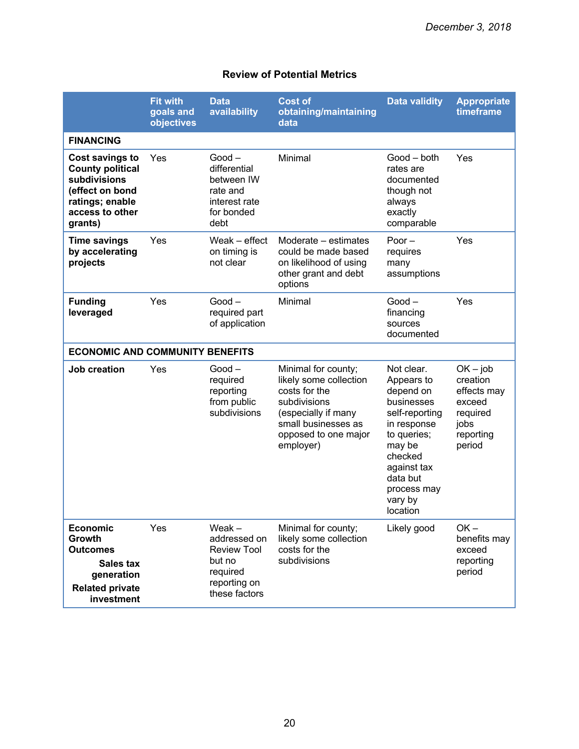*December 3, 2018*

### Review of Potential Metrics

| | Fit with goals and objectives | Data availability | Cost of obtaining/maintaining data | Data validity | Appropriate timeframe |
|---|---|---|---|---|---|
| **FINANCING** | | | | | |
| **Cost savings to County political subdivisions (effect on bond ratings; enable access to other grants)** | Yes | Good – differential between IW rate and interest rate for bonded debt | Minimal | Good – both rates are documented though not always exactly comparable | Yes |
| **Time savings by accelerating projects** | Yes | Weak – effect on timing is not clear | Moderate – estimates could be made based on likelihood of using other grant and debt options | Poor – requires many assumptions | Yes |
| **Funding leveraged** | Yes | Good – required part of application | Minimal | Good – financing sources documented | Yes |
| **ECONOMIC AND COMMUNITY BENEFITS** | | | | | |
| **Job creation** | Yes | Good – required reporting from public subdivisions | Minimal for county; likely some collection costs for the subdivisions (especially if many small businesses as opposed to one major employer) | Not clear. Appears to depend on businesses self-reporting in response to queries; may be checked against tax data but process may vary by location | OK – job creation effects may exceed required jobs reporting period |
| **Economic Growth Outcomes**<br>**Sales tax generation**<br>**Related private investment** | Yes | Weak – addressed on Review Tool but no required reporting on these factors | Minimal for county; likely some collection costs for the subdivisions | Likely good | OK – benefits may exceed reporting period |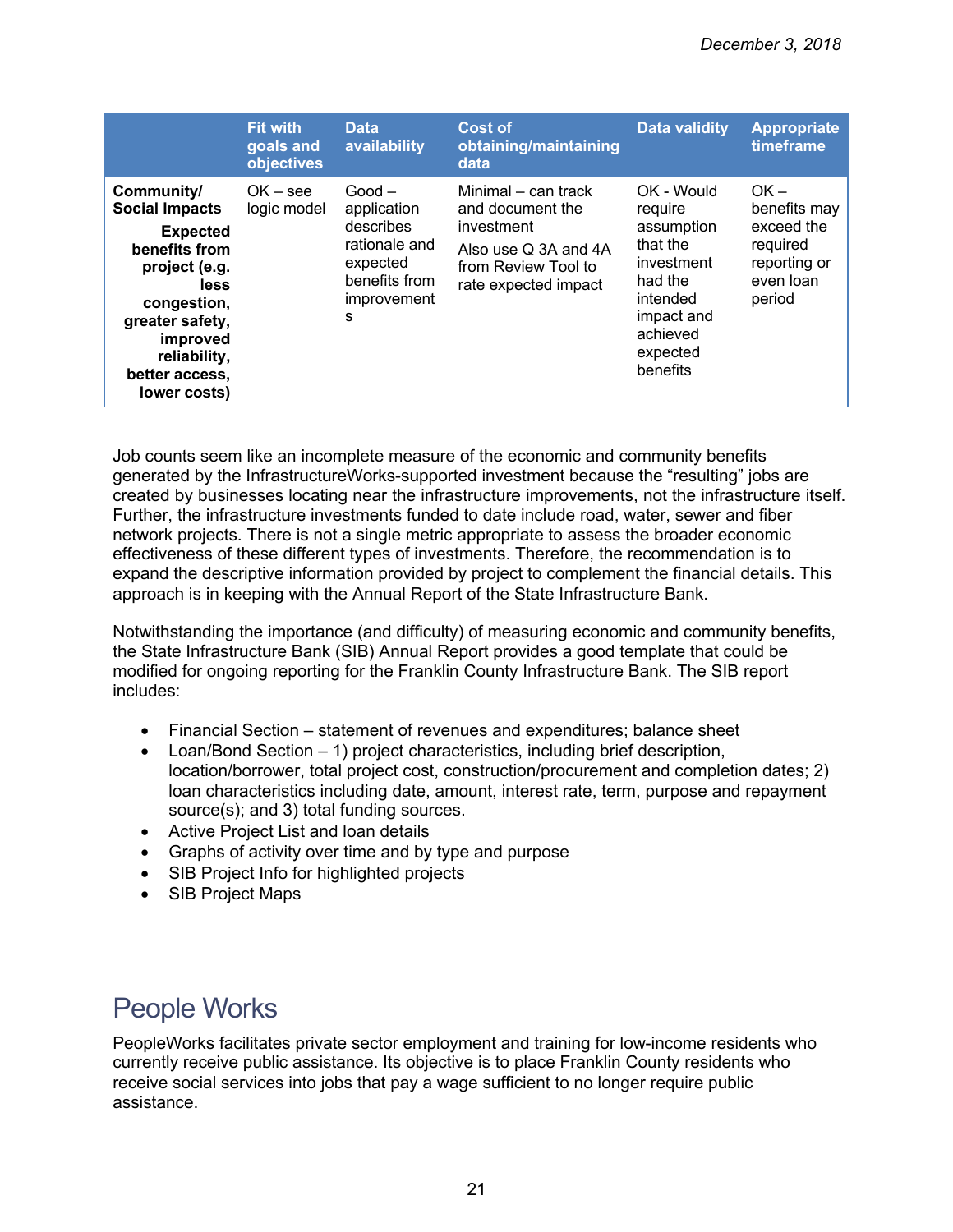| | Fit with goals and objectives | Data availability | Cost of obtaining/maintaining data | Data validity | Appropriate timeframe |
|---|---|---|---|---|---|
| **Community/ Social Impacts** **Expected benefits from project (e.g. less congestion, greater safety, improved reliability, better access, lower costs)** | OK – see logic model | Good – application describes rationale and expected benefits from improvements | Minimal – can track and document the investment Also use Q 3A and 4A from Review Tool to rate expected impact | OK - Would require assumption that the investment had the intended impact and achieved expected benefits | OK – benefits may exceed the required reporting or even loan period |

Job counts seem like an incomplete measure of the economic and community benefits generated by the InfrastructureWorks-supported investment because the "resulting" jobs are created by businesses locating near the infrastructure improvements, not the infrastructure itself. Further, the infrastructure investments funded to date include road, water, sewer and fiber network projects. There is not a single metric appropriate to assess the broader economic effectiveness of these different types of investments. Therefore, the recommendation is to expand the descriptive information provided by project to complement the financial details. This approach is in keeping with the Annual Report of the State Infrastructure Bank.

Notwithstanding the importance (and difficulty) of measuring economic and community benefits, the State Infrastructure Bank (SIB) Annual Report provides a good template that could be modified for ongoing reporting for the Franklin County Infrastructure Bank. The SIB report includes:

- Financial Section – statement of revenues and expenditures; balance sheet
- Loan/Bond Section – 1) project characteristics, including brief description, location/borrower, total project cost, construction/procurement and completion dates; 2) loan characteristics including date, amount, interest rate, term, purpose and repayment source(s); and 3) total funding sources.
- Active Project List and loan details
- Graphs of activity over time and by type and purpose
- SIB Project Info for highlighted projects
- SIB Project Maps

# People Works

PeopleWorks facilitates private sector employment and training for low-income residents who currently receive public assistance. Its objective is to place Franklin County residents who receive social services into jobs that pay a wage sufficient to no longer require public assistance.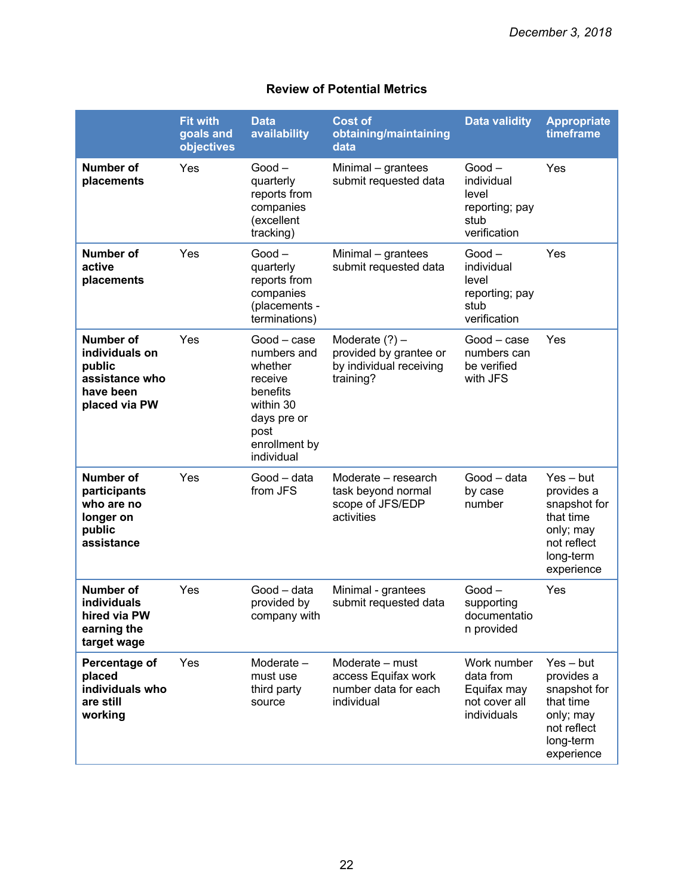December 3, 2018

### Review of Potential Metrics

| | Fit with goals and objectives | Data availability | Cost of obtaining/maintaining data | Data validity | Appropriate timeframe |
|---|---|---|---|---|---|
| **Number of placements** | Yes | Good – quarterly reports from companies (excellent tracking) | Minimal – grantees submit requested data | Good – individual level reporting; pay stub verification | Yes |
| **Number of active placements** | Yes | Good – quarterly reports from companies (placements - terminations) | Minimal – grantees submit requested data | Good – individual level reporting; pay stub verification | Yes |
| **Number of individuals on public assistance who have been placed via PW** | Yes | Good – case numbers and whether receive benefits within 30 days pre or post enrollment by individual | Moderate (?) – provided by grantee or by individual receiving training? | Good – case numbers can be verified with JFS | Yes |
| **Number of participants who are no longer on public assistance** | Yes | Good – data from JFS | Moderate – research task beyond normal scope of JFS/EDP activities | Good – data by case number | Yes – but provides a snapshot for that time only; may not reflect long-term experience |
| **Number of individuals hired via PW earning the target wage** | Yes | Good – data provided by company with | Minimal - grantees submit requested data | Good – supporting documentation provided | Yes |
| **Percentage of placed individuals who are still working** | Yes | Moderate – must use third party source | Moderate – must access Equifax work number data for each individual | Work number data from Equifax may not cover all individuals | Yes – but provides a snapshot for that time only; may not reflect long-term experience |